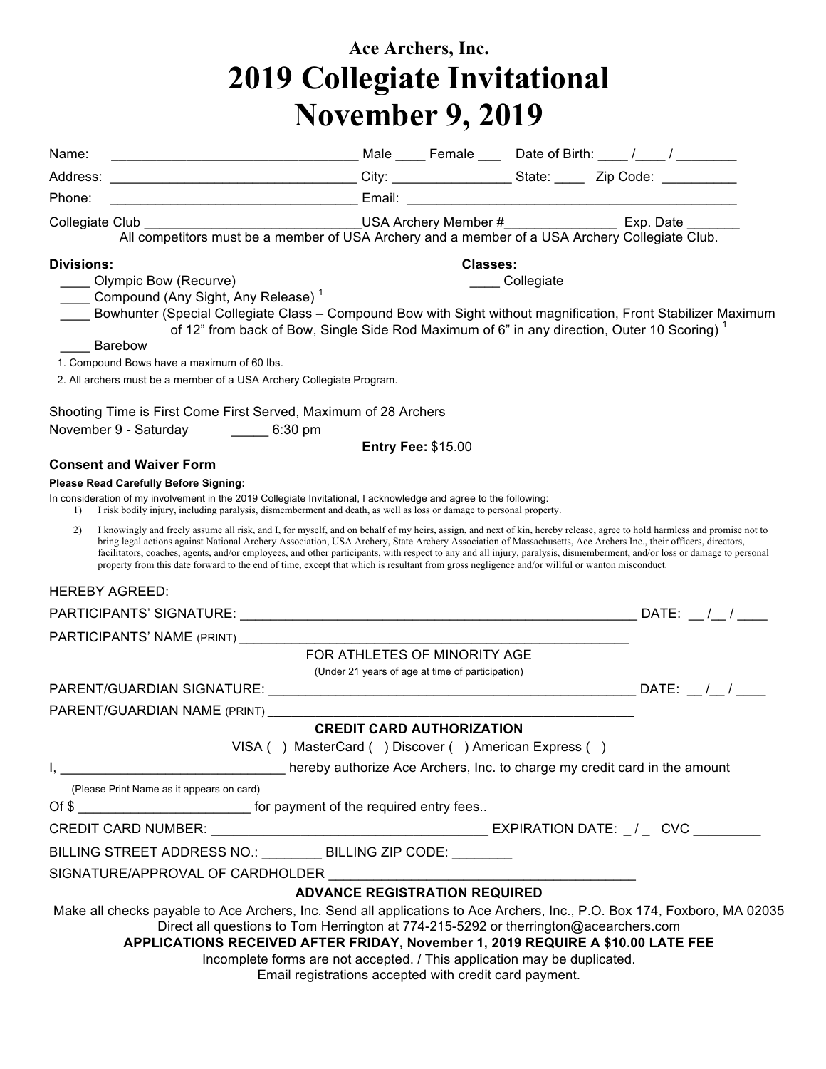**Ace Archers, Inc.**

# 2019 Collegiate Invitational
# November 9, 2019

Name: ________________________________ Male ____ Female ___ Date of Birth: ____ /____ / ________

Address: ________________________________ City: ________________ State: ____ Zip Code: __________

Phone: ________________________________ Email: ____________________________________________

Collegiate Club ____________________________USA Archery Member #_______________ Exp. Date _______

All competitors must be a member of USA Archery and a member of a USA Archery Collegiate Club.

**Divisions:**

____ Olympic Bow (Recurve)

____ Compound (Any Sight, Any Release) [1]

____ Bowhunter (Special Collegiate Class – Compound Bow with Sight without magnification, Front Stabilizer Maximum of 12" from back of Bow, Single Side Rod Maximum of 6" in any direction, Outer 10 Scoring) [1]

____ Barebow

**Classes:**

____ Collegiate

1. Compound Bows have a maximum of 60 lbs.
2. All archers must be a member of a USA Archery Collegiate Program.

Shooting Time is First Come First Served, Maximum of 28 Archers

November 9 - Saturday _____ 6:30 pm

**Entry Fee:** $15.00

**Consent and Waiver Form**

**Please Read Carefully Before Signing:**

In consideration of my involvement in the 2019 Collegiate Invitational, I acknowledge and agree to the following:

1) I risk bodily injury, including paralysis, dismemberment and death, as well as loss or damage to personal property.
2) I knowingly and freely assume all risk, and I, for myself, and on behalf of my heirs, assign, and next of kin, hereby release, agree to hold harmless and promise not to bring legal actions against National Archery Association, USA Archery, State Archery Association of Massachusetts, Ace Archers Inc., their officers, directors, facilitators, coaches, agents, and/or employees, and other participants, with respect to any and all injury, paralysis, dismemberment, and/or loss or damage to personal property from this date forward to the end of time, except that which is resultant from gross negligence and/or willful or wanton misconduct.

HEREBY AGREED:

PARTICIPANTS' SIGNATURE: ______________________________________________________ DATE: __ /__ / ____

PARTICIPANTS' NAME (PRINT) ____________________________________________________

FOR ATHLETES OF MINORITY AGE

(Under 21 years of age at time of participation)

PARENT/GUARDIAN SIGNATURE: __________________________________________________ DATE: __ /__ / ____

PARENT/GUARDIAN NAME (PRINT) _________________________________________________

**CREDIT CARD AUTHORIZATION**

VISA ( ) MasterCard ( ) Discover ( ) American Express ( )

I, _____________________________ hereby authorize Ace Archers, Inc. to charge my credit card in the amount

(Please Print Name as it appears on card)

Of $ ______________________ for payment of the required entry fees..

CREDIT CARD NUMBER: ____________________________________ EXPIRATION DATE: _ / _ CVC _________

BILLING STREET ADDRESS NO.: ________ BILLING ZIP CODE: ________

SIGNATURE/APPROVAL OF CARDHOLDER ________________________________________

**ADVANCE REGISTRATION REQUIRED**

Make all checks payable to Ace Archers, Inc. Send all applications to Ace Archers, Inc., P.O. Box 174, Foxboro, MA 02035

Direct all questions to Tom Herrington at 774-215-5292 or therrington@acearchers.com

**APPLICATIONS RECEIVED AFTER FRIDAY, November 1, 2019 REQUIRE A $10.00 LATE FEE**

Incomplete forms are not accepted. / This application may be duplicated.

Email registrations accepted with credit card payment.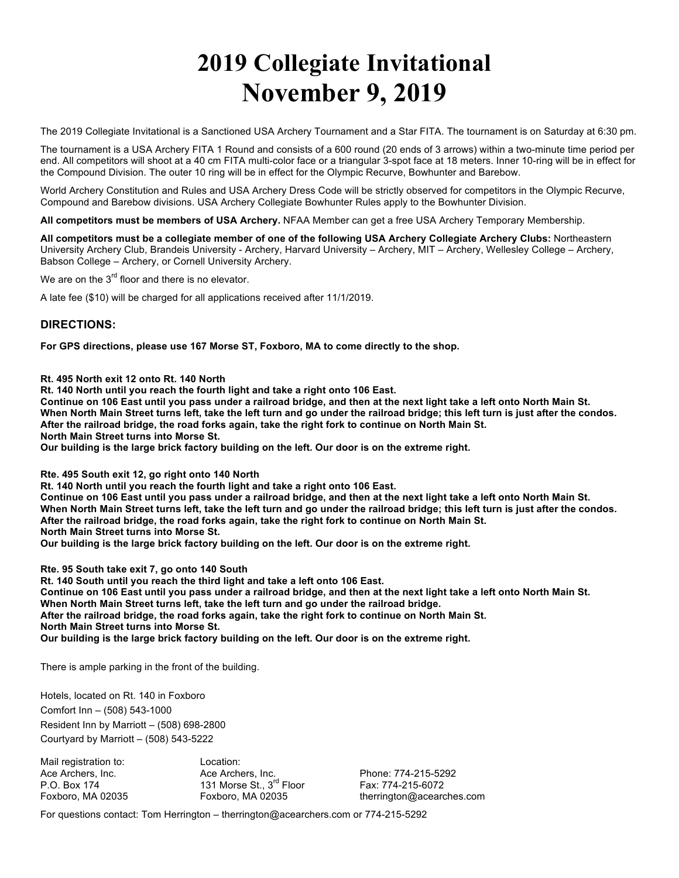# 2019 Collegiate Invitational
# November 9, 2019

The 2019 Collegiate Invitational is a Sanctioned USA Archery Tournament and a Star FITA. The tournament is on Saturday at 6:30 pm.

The tournament is a USA Archery FITA 1 Round and consists of a 600 round (20 ends of 3 arrows) within a two-minute time period per end. All competitors will shoot at a 40 cm FITA multi-color face or a triangular 3-spot face at 18 meters. Inner 10-ring will be in effect for the Compound Division. The outer 10 ring will be in effect for the Olympic Recurve, Bowhunter and Barebow.

World Archery Constitution and Rules and USA Archery Dress Code will be strictly observed for competitors in the Olympic Recurve, Compound and Barebow divisions. USA Archery Collegiate Bowhunter Rules apply to the Bowhunter Division.

**All competitors must be members of USA Archery.** NFAA Member can get a free USA Archery Temporary Membership.

**All competitors must be a collegiate member of one of the following USA Archery Collegiate Archery Clubs:** Northeastern University Archery Club, Brandeis University - Archery, Harvard University – Archery, MIT – Archery, Wellesley College – Archery, Babson College – Archery, or Cornell University Archery.

We are on the 3rd floor and there is no elevator.

A late fee ($10) will be charged for all applications received after 11/1/2019.

### DIRECTIONS:

**For GPS directions, please use 167 Morse ST, Foxboro, MA to come directly to the shop.**

**Rt. 495 North exit 12 onto Rt. 140 North**
**Rt. 140 North until you reach the fourth light and take a right onto 106 East.**
**Continue on 106 East until you pass under a railroad bridge, and then at the next light take a left onto North Main St.**
**When North Main Street turns left, take the left turn and go under the railroad bridge; this left turn is just after the condos.**
**After the railroad bridge, the road forks again, take the right fork to continue on North Main St.**
**North Main Street turns into Morse St.**
**Our building is the large brick factory building on the left. Our door is on the extreme right.**

**Rte. 495 South exit 12, go right onto 140 North**
**Rt. 140 North until you reach the fourth light and take a right onto 106 East.**
**Continue on 106 East until you pass under a railroad bridge, and then at the next light take a left onto North Main St.**
**When North Main Street turns left, take the left turn and go under the railroad bridge; this left turn is just after the condos.**
**After the railroad bridge, the road forks again, take the right fork to continue on North Main St.**
**North Main Street turns into Morse St.**
**Our building is the large brick factory building on the left. Our door is on the extreme right.**

**Rte. 95 South take exit 7, go onto 140 South**
**Rt. 140 South until you reach the third light and take a left onto 106 East.**
**Continue on 106 East until you pass under a railroad bridge, and then at the next light take a left onto North Main St.**
**When North Main Street turns left, take the left turn and go under the railroad bridge.**
**After the railroad bridge, the road forks again, take the right fork to continue on North Main St.**
**North Main Street turns into Morse St.**
**Our building is the large brick factory building on the left. Our door is on the extreme right.**

There is ample parking in the front of the building.

Hotels, located on Rt. 140 in Foxboro
Comfort Inn – (508) 543-1000
Resident Inn by Marriott – (508) 698-2800
Courtyard by Marriott – (508) 543-5222

| | | |
|---|---|---|
| Mail registration to: | Location: | |
| Ace Archers, Inc. | Ace Archers, Inc. | Phone: 774-215-5292 |
| P.O. Box 174 | 131 Morse St., 3rd Floor | Fax: 774-215-6072 |
| Foxboro, MA 02035 | Foxboro, MA 02035 | therrington@acearches.com |

For questions contact: Tom Herrington – therrington@acearchers.com or 774-215-5292